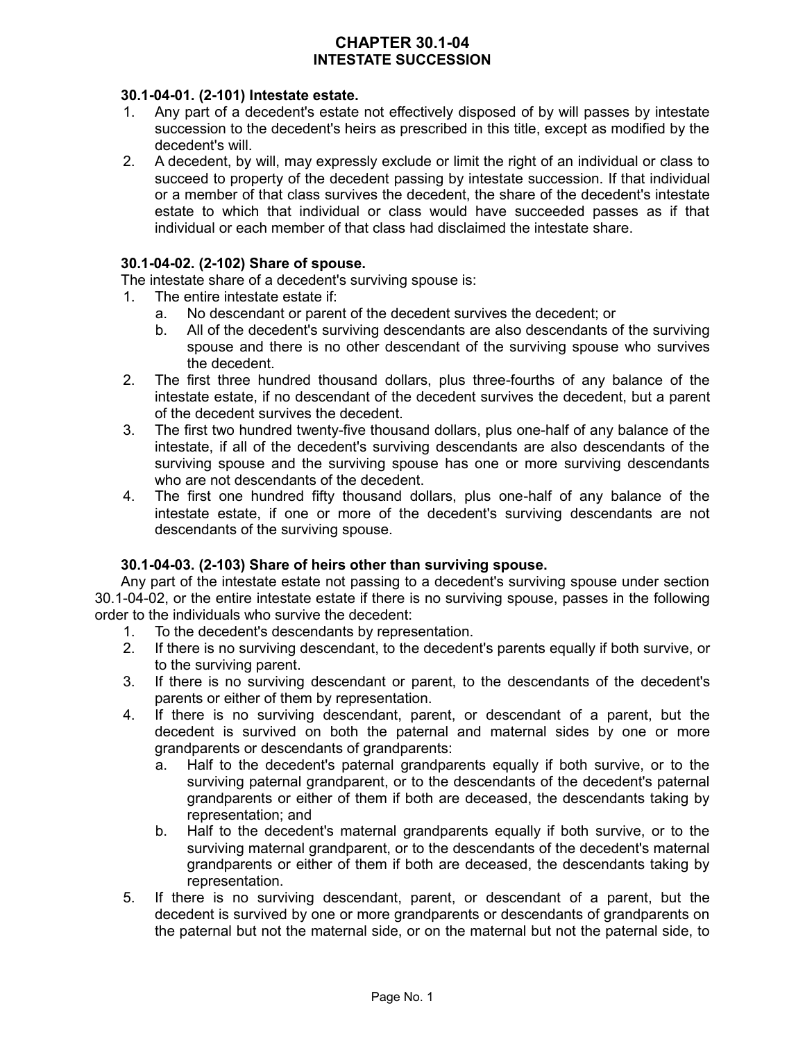# CHAPTER 30.1-04
# INTESTATE SUCCESSION

**30.1-04-01. (2-101) Intestate estate.**

1. Any part of a decedent's estate not effectively disposed of by will passes by intestate succession to the decedent's heirs as prescribed in this title, except as modified by the decedent's will.
2. A decedent, by will, may expressly exclude or limit the right of an individual or class to succeed to property of the decedent passing by intestate succession. If that individual or a member of that class survives the decedent, the share of the decedent's intestate estate to which that individual or class would have succeeded passes as if that individual or each member of that class had disclaimed the intestate share.

**30.1-04-02. (2-102) Share of spouse.**

The intestate share of a decedent's surviving spouse is:

1. The entire intestate estate if:
   a. No descendant or parent of the decedent survives the decedent; or
   b. All of the decedent's surviving descendants are also descendants of the surviving spouse and there is no other descendant of the surviving spouse who survives the decedent.
2. The first three hundred thousand dollars, plus three-fourths of any balance of the intestate estate, if no descendant of the decedent survives the decedent, but a parent of the decedent survives the decedent.
3. The first two hundred twenty-five thousand dollars, plus one-half of any balance of the intestate, if all of the decedent's surviving descendants are also descendants of the surviving spouse and the surviving spouse has one or more surviving descendants who are not descendants of the decedent.
4. The first one hundred fifty thousand dollars, plus one-half of any balance of the intestate estate, if one or more of the decedent's surviving descendants are not descendants of the surviving spouse.

**30.1-04-03. (2-103) Share of heirs other than surviving spouse.**

Any part of the intestate estate not passing to a decedent's surviving spouse under section 30.1-04-02, or the entire intestate estate if there is no surviving spouse, passes in the following order to the individuals who survive the decedent:

1. To the decedent's descendants by representation.
2. If there is no surviving descendant, to the decedent's parents equally if both survive, or to the surviving parent.
3. If there is no surviving descendant or parent, to the descendants of the decedent's parents or either of them by representation.
4. If there is no surviving descendant, parent, or descendant of a parent, but the decedent is survived on both the paternal and maternal sides by one or more grandparents or descendants of grandparents:
   a. Half to the decedent's paternal grandparents equally if both survive, or to the surviving paternal grandparent, or to the descendants of the decedent's paternal grandparents or either of them if both are deceased, the descendants taking by representation; and
   b. Half to the decedent's maternal grandparents equally if both survive, or to the surviving maternal grandparent, or to the descendants of the decedent's maternal grandparents or either of them if both are deceased, the descendants taking by representation.
5. If there is no surviving descendant, parent, or descendant of a parent, but the decedent is survived by one or more grandparents or descendants of grandparents on the paternal but not the maternal side, or on the maternal but not the paternal side, to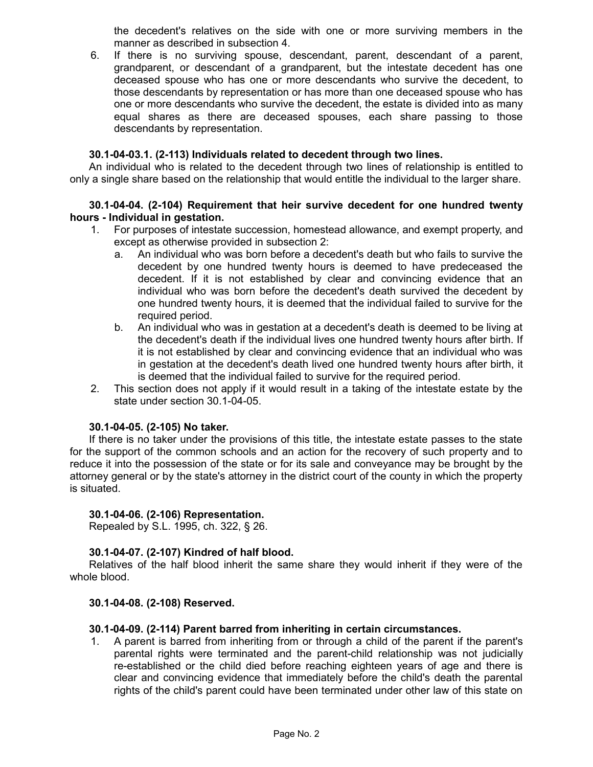the decedent's relatives on the side with one or more surviving members in the manner as described in subsection 4.

6. If there is no surviving spouse, descendant, parent, descendant of a parent, grandparent, or descendant of a grandparent, but the intestate decedent has one deceased spouse who has one or more descendants who survive the decedent, to those descendants by representation or has more than one deceased spouse who has one or more descendants who survive the decedent, the estate is divided into as many equal shares as there are deceased spouses, each share passing to those descendants by representation.

**30.1-04-03.1. (2-113) Individuals related to decedent through two lines.**

An individual who is related to the decedent through two lines of relationship is entitled to only a single share based on the relationship that would entitle the individual to the larger share.

**30.1-04-04. (2-104) Requirement that heir survive decedent for one hundred twenty hours - Individual in gestation.**

1. For purposes of intestate succession, homestead allowance, and exempt property, and except as otherwise provided in subsection 2:
   a. An individual who was born before a decedent's death but who fails to survive the decedent by one hundred twenty hours is deemed to have predeceased the decedent. If it is not established by clear and convincing evidence that an individual who was born before the decedent's death survived the decedent by one hundred twenty hours, it is deemed that the individual failed to survive for the required period.
   b. An individual who was in gestation at a decedent's death is deemed to be living at the decedent's death if the individual lives one hundred twenty hours after birth. If it is not established by clear and convincing evidence that an individual who was in gestation at the decedent's death lived one hundred twenty hours after birth, it is deemed that the individual failed to survive for the required period.
2. This section does not apply if it would result in a taking of the intestate estate by the state under section 30.1-04-05.

**30.1-04-05. (2-105) No taker.**

If there is no taker under the provisions of this title, the intestate estate passes to the state for the support of the common schools and an action for the recovery of such property and to reduce it into the possession of the state or for its sale and conveyance may be brought by the attorney general or by the state's attorney in the district court of the county in which the property is situated.

**30.1-04-06. (2-106) Representation.**

Repealed by S.L. 1995, ch. 322, § 26.

**30.1-04-07. (2-107) Kindred of half blood.**

Relatives of the half blood inherit the same share they would inherit if they were of the whole blood.

**30.1-04-08. (2-108) Reserved.**

**30.1-04-09. (2-114) Parent barred from inheriting in certain circumstances.**

1. A parent is barred from inheriting from or through a child of the parent if the parent's parental rights were terminated and the parent-child relationship was not judicially re-established or the child died before reaching eighteen years of age and there is clear and convincing evidence that immediately before the child's death the parental rights of the child's parent could have been terminated under other law of this state on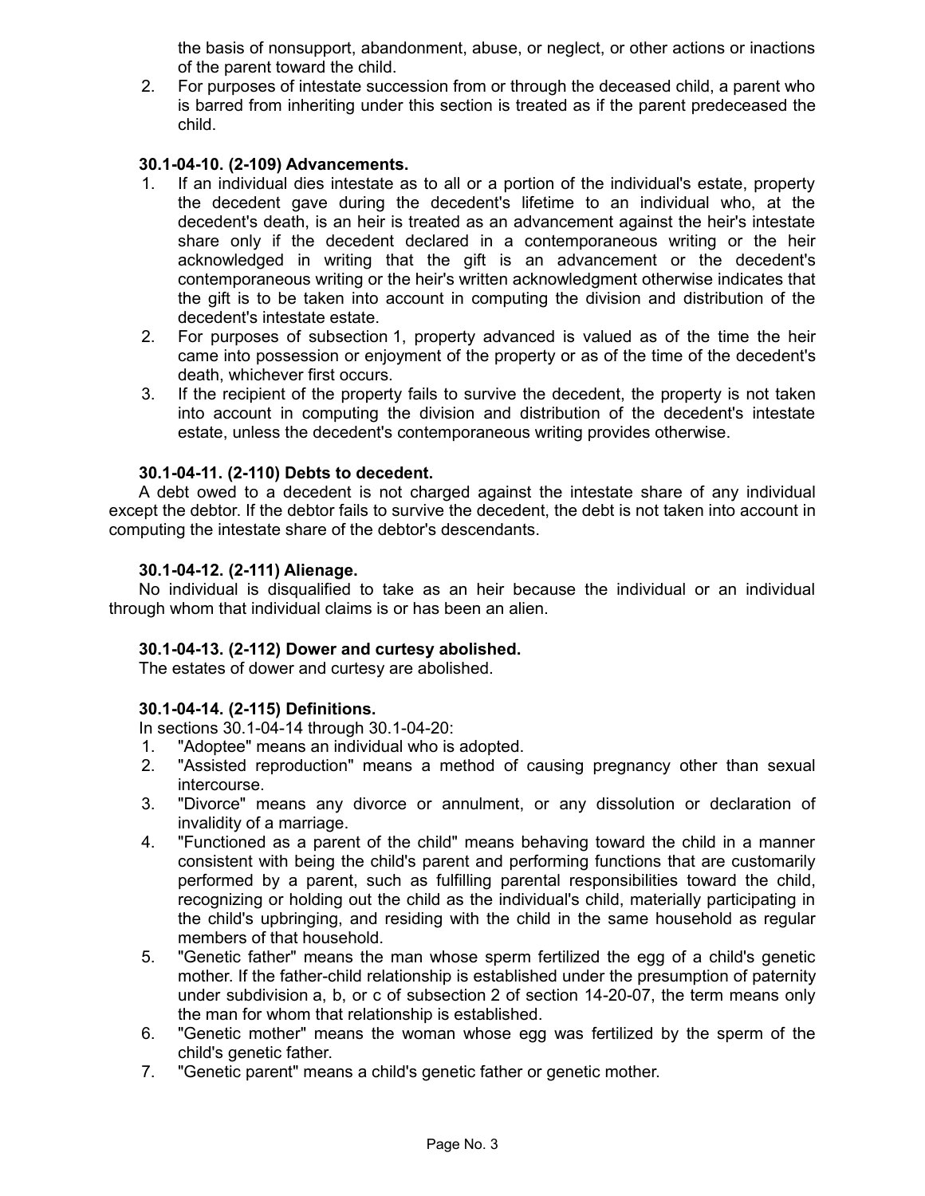the basis of nonsupport, abandonment, abuse, or neglect, or other actions or inactions of the parent toward the child.

2. For purposes of intestate succession from or through the deceased child, a parent who is barred from inheriting under this section is treated as if the parent predeceased the child.

**30.1-04-10. (2-109) Advancements.**

1. If an individual dies intestate as to all or a portion of the individual's estate, property the decedent gave during the decedent's lifetime to an individual who, at the decedent's death, is an heir is treated as an advancement against the heir's intestate share only if the decedent declared in a contemporaneous writing or the heir acknowledged in writing that the gift is an advancement or the decedent's contemporaneous writing or the heir's written acknowledgment otherwise indicates that the gift is to be taken into account in computing the division and distribution of the decedent's intestate estate.
2. For purposes of subsection 1, property advanced is valued as of the time the heir came into possession or enjoyment of the property or as of the time of the decedent's death, whichever first occurs.
3. If the recipient of the property fails to survive the decedent, the property is not taken into account in computing the division and distribution of the decedent's intestate estate, unless the decedent's contemporaneous writing provides otherwise.

**30.1-04-11. (2-110) Debts to decedent.**

A debt owed to a decedent is not charged against the intestate share of any individual except the debtor. If the debtor fails to survive the decedent, the debt is not taken into account in computing the intestate share of the debtor's descendants.

**30.1-04-12. (2-111) Alienage.**

No individual is disqualified to take as an heir because the individual or an individual through whom that individual claims is or has been an alien.

**30.1-04-13. (2-112) Dower and curtesy abolished.**

The estates of dower and curtesy are abolished.

**30.1-04-14. (2-115) Definitions.**

In sections 30.1-04-14 through 30.1-04-20:

1. "Adoptee" means an individual who is adopted.
2. "Assisted reproduction" means a method of causing pregnancy other than sexual intercourse.
3. "Divorce" means any divorce or annulment, or any dissolution or declaration of invalidity of a marriage.
4. "Functioned as a parent of the child" means behaving toward the child in a manner consistent with being the child's parent and performing functions that are customarily performed by a parent, such as fulfilling parental responsibilities toward the child, recognizing or holding out the child as the individual's child, materially participating in the child's upbringing, and residing with the child in the same household as regular members of that household.
5. "Genetic father" means the man whose sperm fertilized the egg of a child's genetic mother. If the father-child relationship is established under the presumption of paternity under subdivision a, b, or c of subsection 2 of section 14-20-07, the term means only the man for whom that relationship is established.
6. "Genetic mother" means the woman whose egg was fertilized by the sperm of the child's genetic father.
7. "Genetic parent" means a child's genetic father or genetic mother.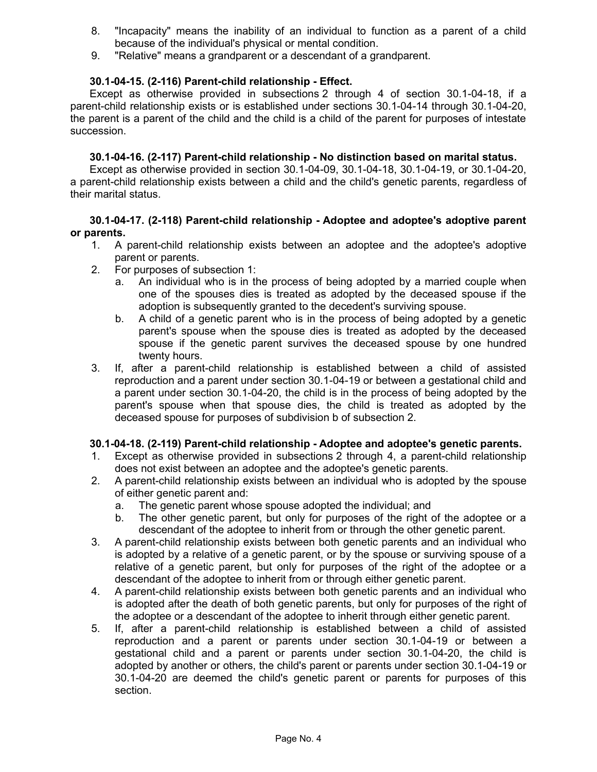8. "Incapacity" means the inability of an individual to function as a parent of a child because of the individual's physical or mental condition.
9. "Relative" means a grandparent or a descendant of a grandparent.

**30.1-04-15. (2-116) Parent-child relationship - Effect.**

Except as otherwise provided in subsections 2 through 4 of section 30.1-04-18, if a parent-child relationship exists or is established under sections 30.1-04-14 through 30.1-04-20, the parent is a parent of the child and the child is a child of the parent for purposes of intestate succession.

**30.1-04-16. (2-117) Parent-child relationship - No distinction based on marital status.**

Except as otherwise provided in section 30.1-04-09, 30.1-04-18, 30.1-04-19, or 30.1-04-20, a parent-child relationship exists between a child and the child's genetic parents, regardless of their marital status.

**30.1-04-17. (2-118) Parent-child relationship - Adoptee and adoptee's adoptive parent or parents.**

1. A parent-child relationship exists between an adoptee and the adoptee's adoptive parent or parents.
2. For purposes of subsection 1:
   a. An individual who is in the process of being adopted by a married couple when one of the spouses dies is treated as adopted by the deceased spouse if the adoption is subsequently granted to the decedent's surviving spouse.
   b. A child of a genetic parent who is in the process of being adopted by a genetic parent's spouse when the spouse dies is treated as adopted by the deceased spouse if the genetic parent survives the deceased spouse by one hundred twenty hours.
3. If, after a parent-child relationship is established between a child of assisted reproduction and a parent under section 30.1-04-19 or between a gestational child and a parent under section 30.1-04-20, the child is in the process of being adopted by the parent's spouse when that spouse dies, the child is treated as adopted by the deceased spouse for purposes of subdivision b of subsection 2.

**30.1-04-18. (2-119) Parent-child relationship - Adoptee and adoptee's genetic parents.**

1. Except as otherwise provided in subsections 2 through 4, a parent-child relationship does not exist between an adoptee and the adoptee's genetic parents.
2. A parent-child relationship exists between an individual who is adopted by the spouse of either genetic parent and:
   a. The genetic parent whose spouse adopted the individual; and
   b. The other genetic parent, but only for purposes of the right of the adoptee or a descendant of the adoptee to inherit from or through the other genetic parent.
3. A parent-child relationship exists between both genetic parents and an individual who is adopted by a relative of a genetic parent, or by the spouse or surviving spouse of a relative of a genetic parent, but only for purposes of the right of the adoptee or a descendant of the adoptee to inherit from or through either genetic parent.
4. A parent-child relationship exists between both genetic parents and an individual who is adopted after the death of both genetic parents, but only for purposes of the right of the adoptee or a descendant of the adoptee to inherit through either genetic parent.
5. If, after a parent-child relationship is established between a child of assisted reproduction and a parent or parents under section 30.1-04-19 or between a gestational child and a parent or parents under section 30.1-04-20, the child is adopted by another or others, the child's parent or parents under section 30.1-04-19 or 30.1-04-20 are deemed the child's genetic parent or parents for purposes of this section.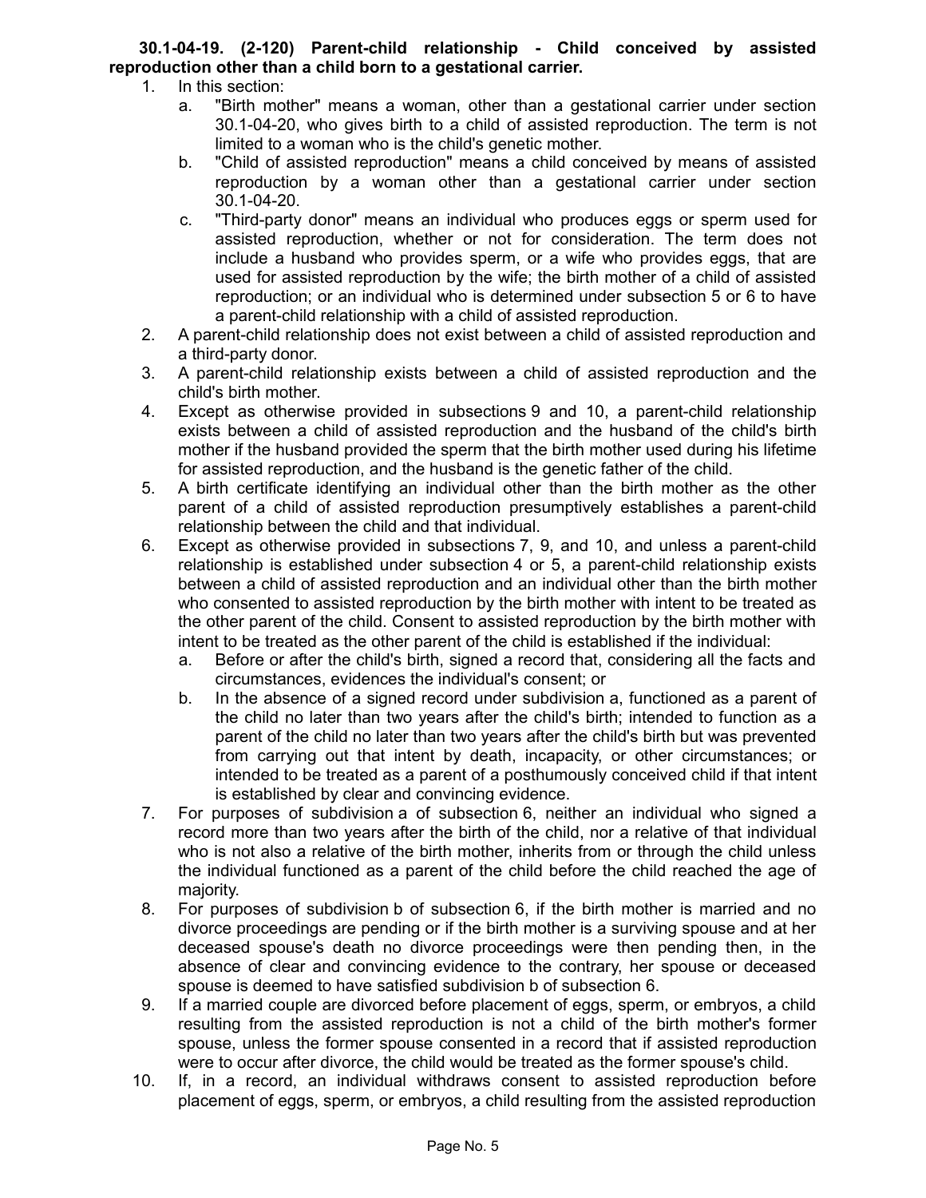**30.1-04-19. (2-120) Parent-child relationship - Child conceived by assisted reproduction other than a child born to a gestational carrier.**

1. In this section:
   a. "Birth mother" means a woman, other than a gestational carrier under section 30.1-04-20, who gives birth to a child of assisted reproduction. The term is not limited to a woman who is the child's genetic mother.
   b. "Child of assisted reproduction" means a child conceived by means of assisted reproduction by a woman other than a gestational carrier under section 30.1-04-20.
   c. "Third-party donor" means an individual who produces eggs or sperm used for assisted reproduction, whether or not for consideration. The term does not include a husband who provides sperm, or a wife who provides eggs, that are used for assisted reproduction by the wife; the birth mother of a child of assisted reproduction; or an individual who is determined under subsection 5 or 6 to have a parent-child relationship with a child of assisted reproduction.
2. A parent-child relationship does not exist between a child of assisted reproduction and a third-party donor.
3. A parent-child relationship exists between a child of assisted reproduction and the child's birth mother.
4. Except as otherwise provided in subsections 9 and 10, a parent-child relationship exists between a child of assisted reproduction and the husband of the child's birth mother if the husband provided the sperm that the birth mother used during his lifetime for assisted reproduction, and the husband is the genetic father of the child.
5. A birth certificate identifying an individual other than the birth mother as the other parent of a child of assisted reproduction presumptively establishes a parent-child relationship between the child and that individual.
6. Except as otherwise provided in subsections 7, 9, and 10, and unless a parent-child relationship is established under subsection 4 or 5, a parent-child relationship exists between a child of assisted reproduction and an individual other than the birth mother who consented to assisted reproduction by the birth mother with intent to be treated as the other parent of the child. Consent to assisted reproduction by the birth mother with intent to be treated as the other parent of the child is established if the individual:
   a. Before or after the child's birth, signed a record that, considering all the facts and circumstances, evidences the individual's consent; or
   b. In the absence of a signed record under subdivision a, functioned as a parent of the child no later than two years after the child's birth; intended to function as a parent of the child no later than two years after the child's birth but was prevented from carrying out that intent by death, incapacity, or other circumstances; or intended to be treated as a parent of a posthumously conceived child if that intent is established by clear and convincing evidence.
7. For purposes of subdivision a of subsection 6, neither an individual who signed a record more than two years after the birth of the child, nor a relative of that individual who is not also a relative of the birth mother, inherits from or through the child unless the individual functioned as a parent of the child before the child reached the age of majority.
8. For purposes of subdivision b of subsection 6, if the birth mother is married and no divorce proceedings are pending or if the birth mother is a surviving spouse and at her deceased spouse's death no divorce proceedings were then pending then, in the absence of clear and convincing evidence to the contrary, her spouse or deceased spouse is deemed to have satisfied subdivision b of subsection 6.
9. If a married couple are divorced before placement of eggs, sperm, or embryos, a child resulting from the assisted reproduction is not a child of the birth mother's former spouse, unless the former spouse consented in a record that if assisted reproduction were to occur after divorce, the child would be treated as the former spouse's child.
10. If, in a record, an individual withdraws consent to assisted reproduction before placement of eggs, sperm, or embryos, a child resulting from the assisted reproduction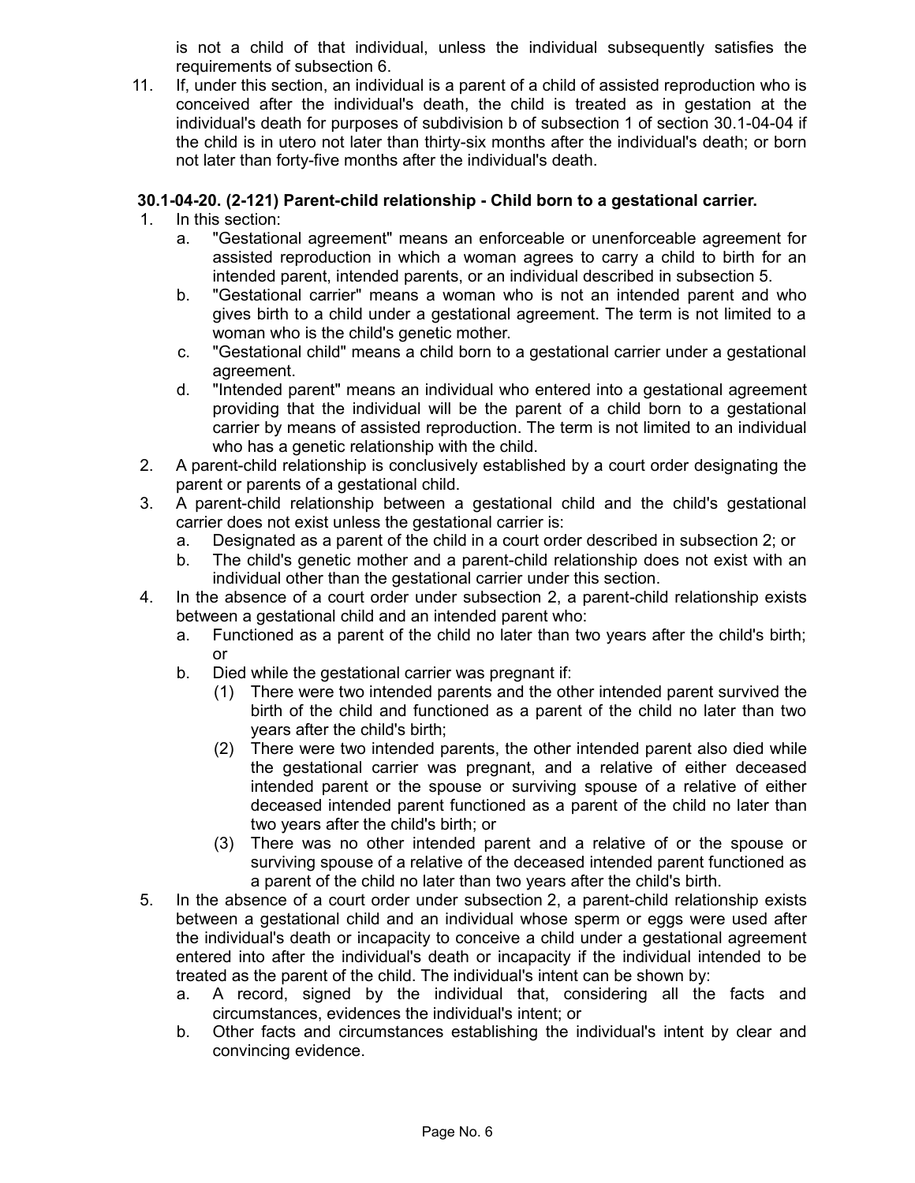is not a child of that individual, unless the individual subsequently satisfies the requirements of subsection 6.

11. If, under this section, an individual is a parent of a child of assisted reproduction who is conceived after the individual's death, the child is treated as in gestation at the individual's death for purposes of subdivision b of subsection 1 of section 30.1-04-04 if the child is in utero not later than thirty-six months after the individual's death; or born not later than forty-five months after the individual's death.

**30.1-04-20. (2-121) Parent-child relationship - Child born to a gestational carrier.**

1. In this section:
   a. "Gestational agreement" means an enforceable or unenforceable agreement for assisted reproduction in which a woman agrees to carry a child to birth for an intended parent, intended parents, or an individual described in subsection 5.
   b. "Gestational carrier" means a woman who is not an intended parent and who gives birth to a child under a gestational agreement. The term is not limited to a woman who is the child's genetic mother.
   c. "Gestational child" means a child born to a gestational carrier under a gestational agreement.
   d. "Intended parent" means an individual who entered into a gestational agreement providing that the individual will be the parent of a child born to a gestational carrier by means of assisted reproduction. The term is not limited to an individual who has a genetic relationship with the child.
2. A parent-child relationship is conclusively established by a court order designating the parent or parents of a gestational child.
3. A parent-child relationship between a gestational child and the child's gestational carrier does not exist unless the gestational carrier is:
   a. Designated as a parent of the child in a court order described in subsection 2; or
   b. The child's genetic mother and a parent-child relationship does not exist with an individual other than the gestational carrier under this section.
4. In the absence of a court order under subsection 2, a parent-child relationship exists between a gestational child and an intended parent who:
   a. Functioned as a parent of the child no later than two years after the child's birth; or
   b. Died while the gestational carrier was pregnant if:
      (1) There were two intended parents and the other intended parent survived the birth of the child and functioned as a parent of the child no later than two years after the child's birth;
      (2) There were two intended parents, the other intended parent also died while the gestational carrier was pregnant, and a relative of either deceased intended parent or the spouse or surviving spouse of a relative of either deceased intended parent functioned as a parent of the child no later than two years after the child's birth; or
      (3) There was no other intended parent and a relative of or the spouse or surviving spouse of a relative of the deceased intended parent functioned as a parent of the child no later than two years after the child's birth.
5. In the absence of a court order under subsection 2, a parent-child relationship exists between a gestational child and an individual whose sperm or eggs were used after the individual's death or incapacity to conceive a child under a gestational agreement entered into after the individual's death or incapacity if the individual intended to be treated as the parent of the child. The individual's intent can be shown by:
   a. A record, signed by the individual that, considering all the facts and circumstances, evidences the individual's intent; or
   b. Other facts and circumstances establishing the individual's intent by clear and convincing evidence.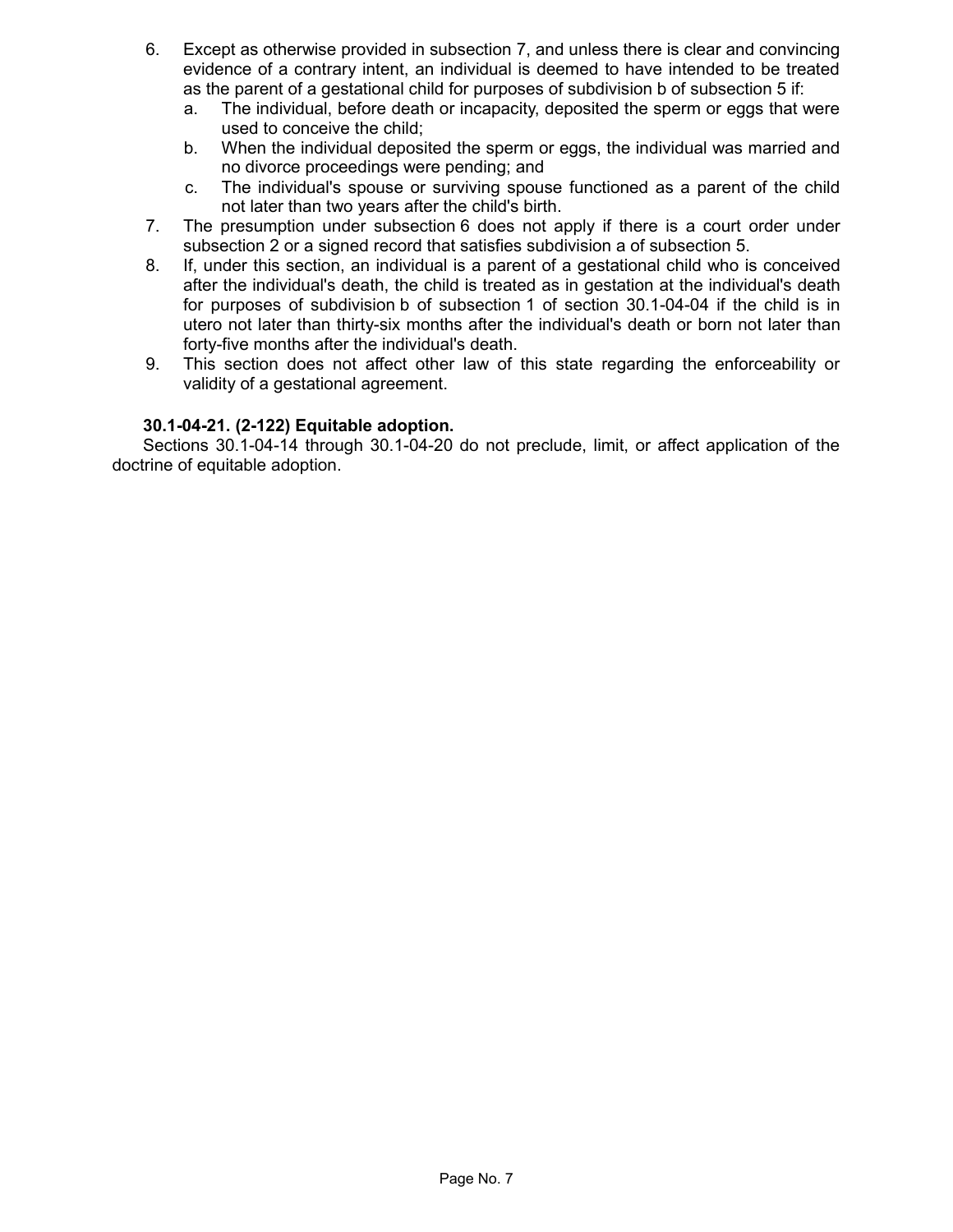6. Except as otherwise provided in subsection 7, and unless there is clear and convincing evidence of a contrary intent, an individual is deemed to have intended to be treated as the parent of a gestational child for purposes of subdivision b of subsection 5 if:
   a. The individual, before death or incapacity, deposited the sperm or eggs that were used to conceive the child;
   b. When the individual deposited the sperm or eggs, the individual was married and no divorce proceedings were pending; and
   c. The individual's spouse or surviving spouse functioned as a parent of the child not later than two years after the child's birth.
7. The presumption under subsection 6 does not apply if there is a court order under subsection 2 or a signed record that satisfies subdivision a of subsection 5.
8. If, under this section, an individual is a parent of a gestational child who is conceived after the individual's death, the child is treated as in gestation at the individual's death for purposes of subdivision b of subsection 1 of section 30.1-04-04 if the child is in utero not later than thirty-six months after the individual's death or born not later than forty-five months after the individual's death.
9. This section does not affect other law of this state regarding the enforceability or validity of a gestational agreement.

**30.1-04-21. (2-122) Equitable adoption.**

Sections 30.1-04-14 through 30.1-04-20 do not preclude, limit, or affect application of the doctrine of equitable adoption.